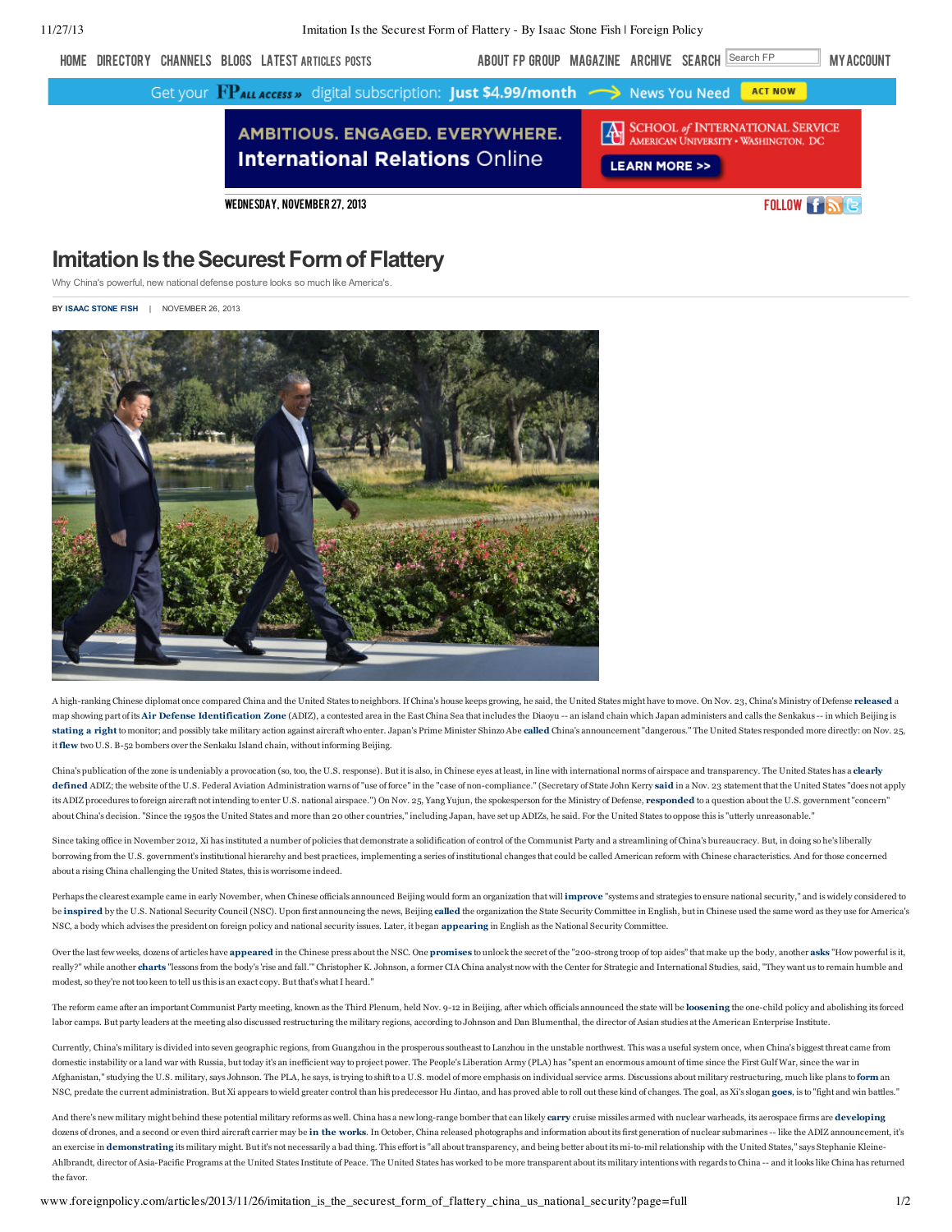# Imitation Is the Securest Form of Flattery

Why China's powerful, new national defense posture looks so much like America's.

BY **ISAAC STONE FISH** | NOVEMBER 26, 2013

A high-ranking Chinese diplomat once compared China and the United States to neighbors. If China's house keeps growing, he said, the United States might have to move. On Nov. 23, China's Ministry of Defense **released** a map showing part of its **Air Defense Identification Zone** (ADIZ), a contested area in the East China Sea that includes the Diaoyu -- an island chain which Japan administers and calls the Senkakus -- in which Beijing is **stating a right** to monitor; and possibly take military action against aircraft who enter. Japan's Prime Minister Shinzo Abe **called** China's announcement "dangerous." The United States responded more directly: on Nov. 25, it **flew** two U.S. B-52 bombers over the Senkaku Island chain, without informing Beijing.

China's publication of the zone is undeniably a provocation (so, too, the U.S. response). But it is also, in Chinese eyes at least, in line with international norms of airspace and transparency. The United States has a **clearly defined** ADIZ; the website of the U.S. Federal Aviation Administration warns of "use of force" in the "case of non-compliance." (Secretary of State John Kerry **said** in a Nov. 23 statement that the United States "does not apply its ADIZ procedures to foreign aircraft not intending to enter U.S. national airspace.") On Nov. 25, Yang Yujun, the spokesperson for the Ministry of Defense, **responded** to a question about the U.S. government "concern" about China's decision. "Since the 1950s the United States and more than 20 other countries," including Japan, have set up ADIZs, he said. For the United States to oppose this is "utterly unreasonable."

Since taking office in November 2012, Xi has instituted a number of policies that demonstrate a solidification of control of the Communist Party and a streamlining of China's bureaucracy. But, in doing so he's liberally borrowing from the U.S. government's institutional hierarchy and best practices, implementing a series of institutional changes that could be called American reform with Chinese characteristics. And for those concerned about a rising China challenging the United States, this is worrisome indeed.

Perhaps the clearest example came in early November, when Chinese officials announced Beijing would form an organization that will **improve** "systems and strategies to ensure national security," and is widely considered to be **inspired** by the U.S. National Security Council (NSC). Upon first announcing the news, Beijing **called** the organization the State Security Committee in English, but in Chinese used the same word as they use for America's NSC, a body which advises the president on foreign policy and national security issues. Later, it began **appearing** in English as the National Security Committee.

Over the last few weeks, dozens of articles have **appeared** in the Chinese press about the NSC. One **promises** to unlock the secret of the "200-strong troop of top aides" that make up the body, another **asks** "How powerful is it, really?" while another **charts** "lessons from the body's 'rise and fall.'" Christopher K. Johnson, a former CIA China analyst now with the Center for Strategic and International Studies, said, "They want us to remain humble and modest, so they're not too keen to tell us this is an exact copy. But that's what I heard."

The reform came after an important Communist Party meeting, known as the Third Plenum, held Nov. 9-12 in Beijing, after which officials announced the state will be **loosening** the one-child policy and abolishing its forced labor camps. But party leaders at the meeting also discussed restructuring the military regions, according to Johnson and Dan Blumenthal, the director of Asian studies at the American Enterprise Institute.

Currently, China's military is divided into seven geographic regions, from Guangzhou in the prosperous southeast to Lanzhou in the unstable northwest. This was a useful system once, when China's biggest threat came from domestic instability or a land war with Russia, but today it's an inefficient way to project power. The People's Liberation Army (PLA) has "spent an enormous amount of time since the First Gulf War, since the war in Afghanistan," studying the U.S. military, says Johnson. The PLA, he says, is trying to shift to a U.S. model of more emphasis on individual service arms. Discussions about military restructuring, much like plans to **form** an NSC, predate the current administration. But Xi appears to wield greater control than his predecessor Hu Jintao, and has proved able to roll out these kind of changes. The goal, as Xi's slogan **goes**, is to "fight and win battles."

And there's new military might behind these potential military reforms as well. China has a new long-range bomber that can likely **carry** cruise missiles armed with nuclear warheads, its aerospace firms are **developing** dozens of drones, and a second or even third aircraft carrier may be **in the works**. In October, China released photographs and information about its first generation of nuclear submarines -- like the ADIZ announcement, it's an exercise in **demonstrating** its military might. But it's not necessarily a bad thing. This effort is "all about transparency, and being better about its mi-to-mil relationship with the United States," says Stephanie Kleine-Ahlbrandt, director of Asia-Pacific Programs at the United States Institute of Peace. The United States has worked to be more transparent about its military intentions with regards to China -- and it looks like China has returned the favor.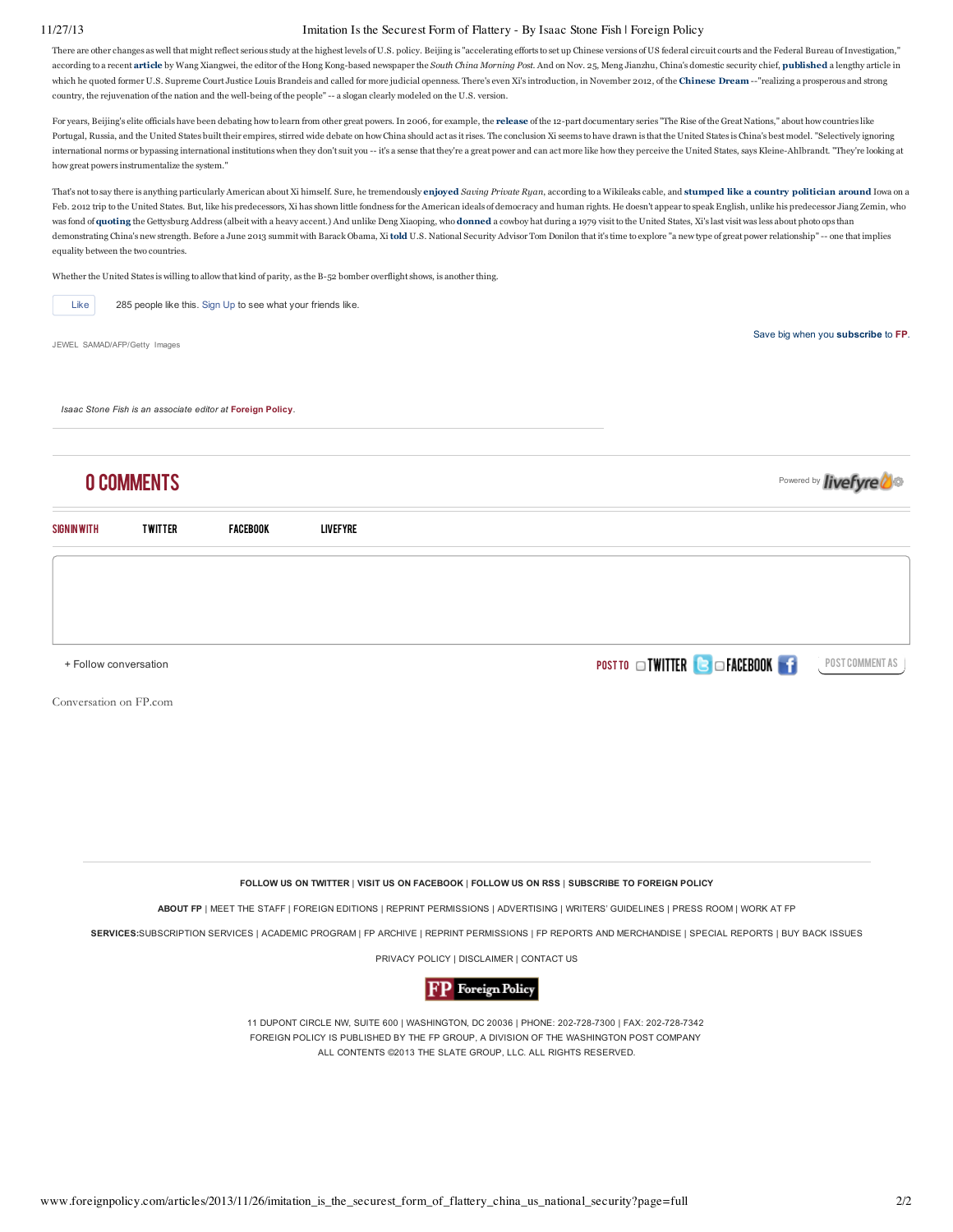There are other changes as well that might reflect serious study at the highest levels of U.S. policy. Beijing is "accelerating efforts to set up Chinese versions of US federal circuit courts and the Federal Bureau of Investigation," according to a recent **article** by Wang Xiangwei, the editor of the Hong Kong-based newspaper the *South China Morning Post*. And on Nov. 25, Meng Jianzhu, China's domestic security chief, **published** a lengthy article in which he quoted former U.S. Supreme Court Justice Louis Brandeis and called for more judicial openness. There's even Xi's introduction, in November 2012, of the **Chinese Dream** -- "realizing a prosperous and strong country, the rejuvenation of the nation and the well-being of the people" -- a slogan clearly modeled on the U.S. version.

For years, Beijing's elite officials have been debating how to learn from other great powers. In 2006, for example, the **release** of the 12-part documentary series "The Rise of the Great Nations," about how countries like Portugal, Russia, and the United States built their empires, stirred wide debate on how China should act as it rises. The conclusion Xi seems to have drawn is that the United States is China's best model. "Selectively ignoring international norms or bypassing international institutions when they don't suit you -- it's a sense that they're a great power and can act more like how they perceive the United States, says Kleine-Ahlbrandt. "They're looking at how great powers instrumentalize the system."

That's not to say there is anything particularly American about Xi himself. Sure, he tremendously **enjoyed** *Saving Private Ryan*, according to a Wikileaks cable, and **stumped like a country politician around** Iowa on a Feb. 2012 trip to the United States. But, like his predecessors, Xi has shown little fondness for the American ideals of democracy and human rights. He doesn't appear to speak English, unlike his predecessor Jiang Zemin, who was fond of **quoting** the Gettysburg Address (albeit with a heavy accent.) And unlike Deng Xiaoping, who **donned** a cowboy hat during a 1979 visit to the United States, Xi's last visit was less about photo ops than demonstrating China's new strength. Before a June 2013 summit with Barack Obama, Xi **told** U.S. National Security Advisor Tom Donilon that it's time to explore "a new type of great power relationship" -- one that implies equality between the two countries.

Whether the United States is willing to allow that kind of parity, as the B-52 bomber overflight shows, is another thing.

Like 285 people like this. Sign Up to see what your friends like.

Save big when you **subscribe** to **FP**.

JEWEL SAMAD/AFP/Getty Images

*Isaac Stone Fish is an associate editor at* ***Foreign Policy****.*

## 0 COMMENTS

Powered by livefyre

SIGN IN WITH TWITTER FACEBOOK LIVEFYRE

+ Follow conversation

POST TO TWITTER FACEBOOK POST COMMENT AS

Conversation on FP.com

**FOLLOW US ON TWITTER** | **VISIT US ON FACEBOOK** | **FOLLOW US ON RSS** | **SUBSCRIBE TO FOREIGN POLICY**

**ABOUT FP** | MEET THE STAFF | FOREIGN EDITIONS | REPRINT PERMISSIONS | ADVERTISING | WRITERS' GUIDELINES | PRESS ROOM | WORK AT FP

**SERVICES:** SUBSCRIPTION SERVICES | ACADEMIC PROGRAM | FP ARCHIVE | REPRINT PERMISSIONS | FP REPORTS AND MERCHANDISE | SPECIAL REPORTS | BUY BACK ISSUES

PRIVACY POLICY | DISCLAIMER | CONTACT US

FP Foreign Policy

11 DUPONT CIRCLE NW, SUITE 600 | WASHINGTON, DC 20036 | PHONE: 202-728-7300 | FAX: 202-728-7342
FOREIGN POLICY IS PUBLISHED BY THE FP GROUP, A DIVISION OF THE WASHINGTON POST COMPANY
ALL CONTENTS ©2013 THE SLATE GROUP, LLC. ALL RIGHTS RESERVED.